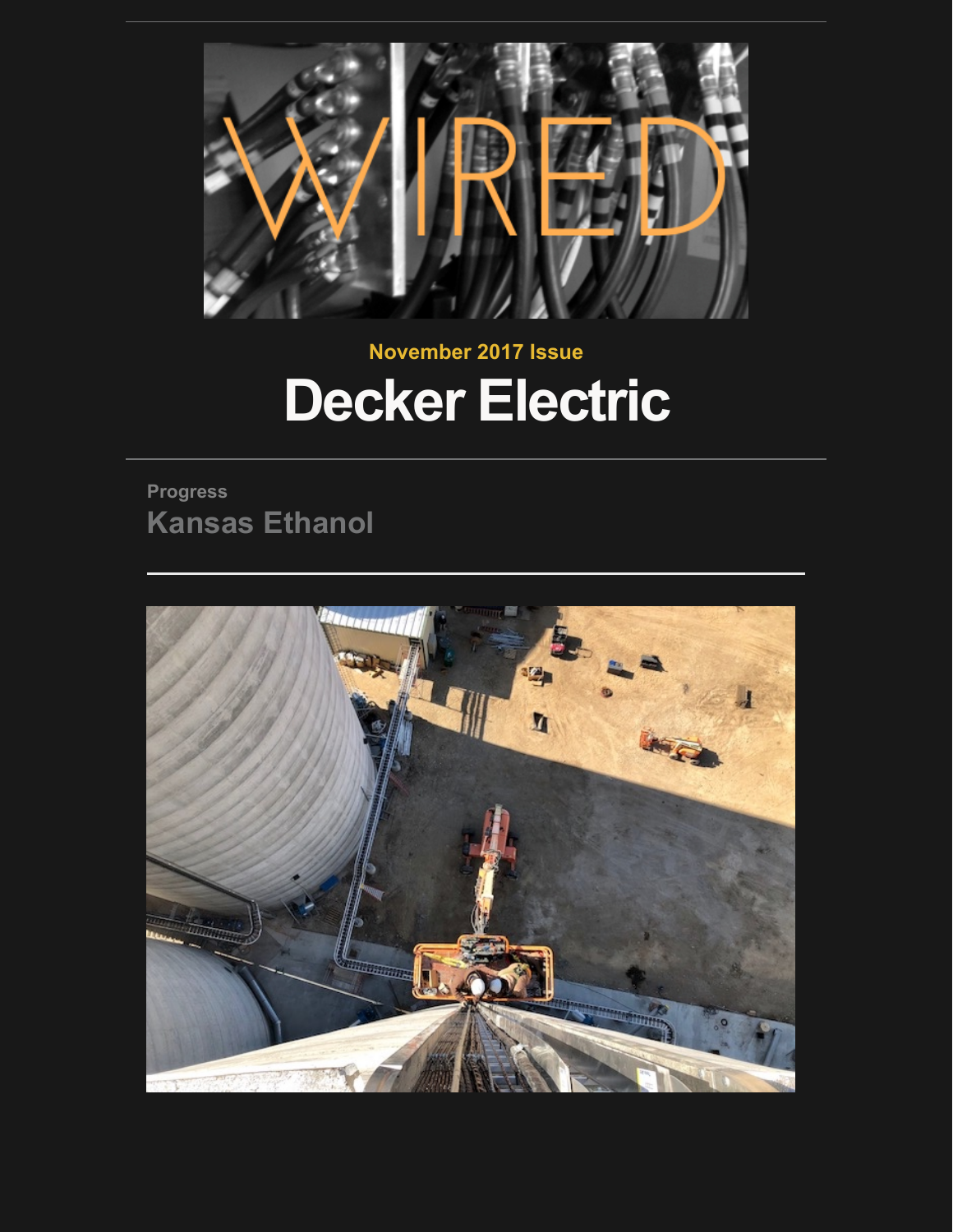# WIRED

November 2017 Issue

# Decker Electric

Progress

## Kansas Ethanol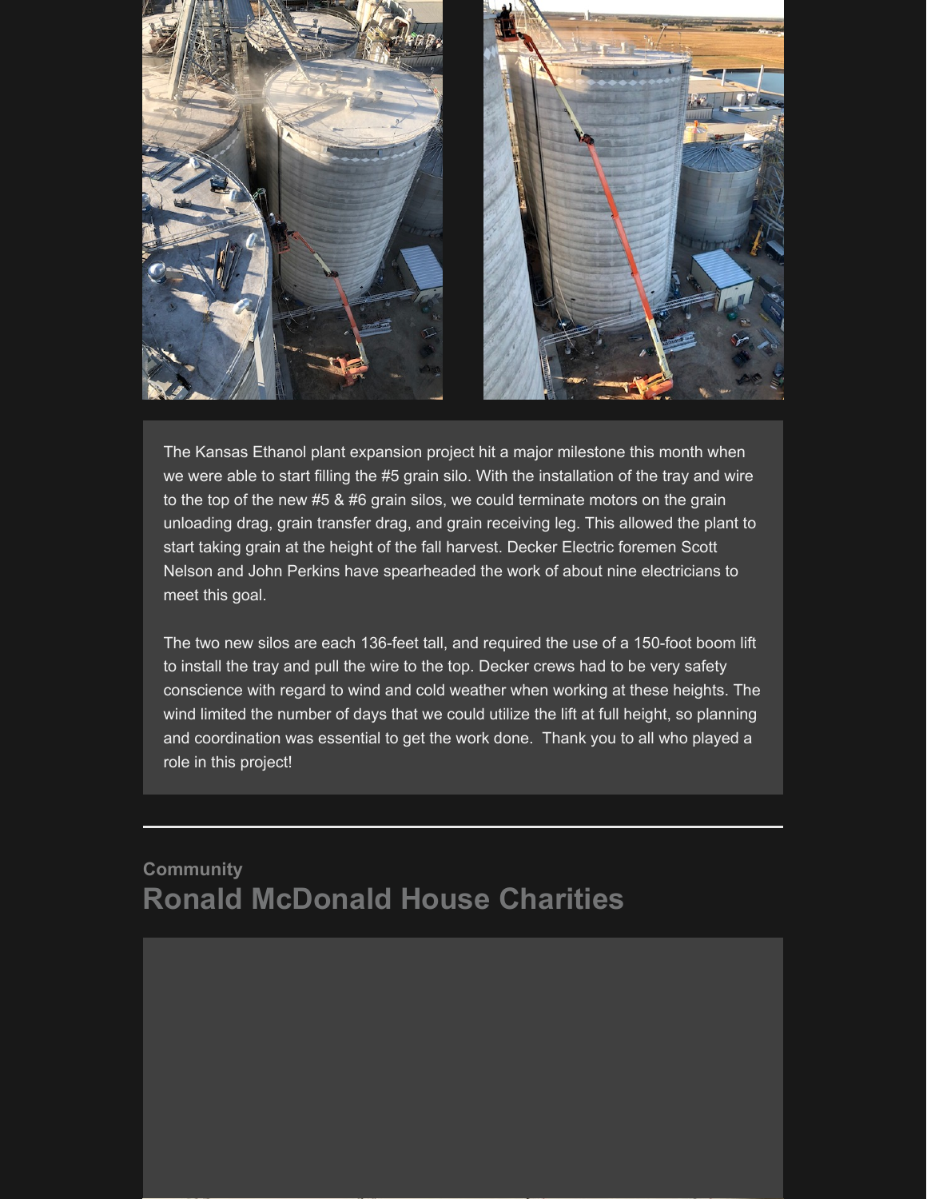The Kansas Ethanol plant expansion project hit a major milestone this month when we were able to start filling the #5 grain silo. With the installation of the tray and wire to the top of the new #5 & #6 grain silos, we could terminate motors on the grain unloading drag, grain transfer drag, and grain receiving leg. This allowed the plant to start taking grain at the height of the fall harvest. Decker Electric foremen Scott Nelson and John Perkins have spearheaded the work of about nine electricians to meet this goal.

The two new silos are each 136-feet tall, and required the use of a 150-foot boom lift to install the tray and pull the wire to the top. Decker crews had to be very safety conscience with regard to wind and cold weather when working at these heights. The wind limited the number of days that we could utilize the lift at full height, so planning and coordination was essential to get the work done.  Thank you to all who played a role in this project!

---

Community

## Ronald McDonald House Charities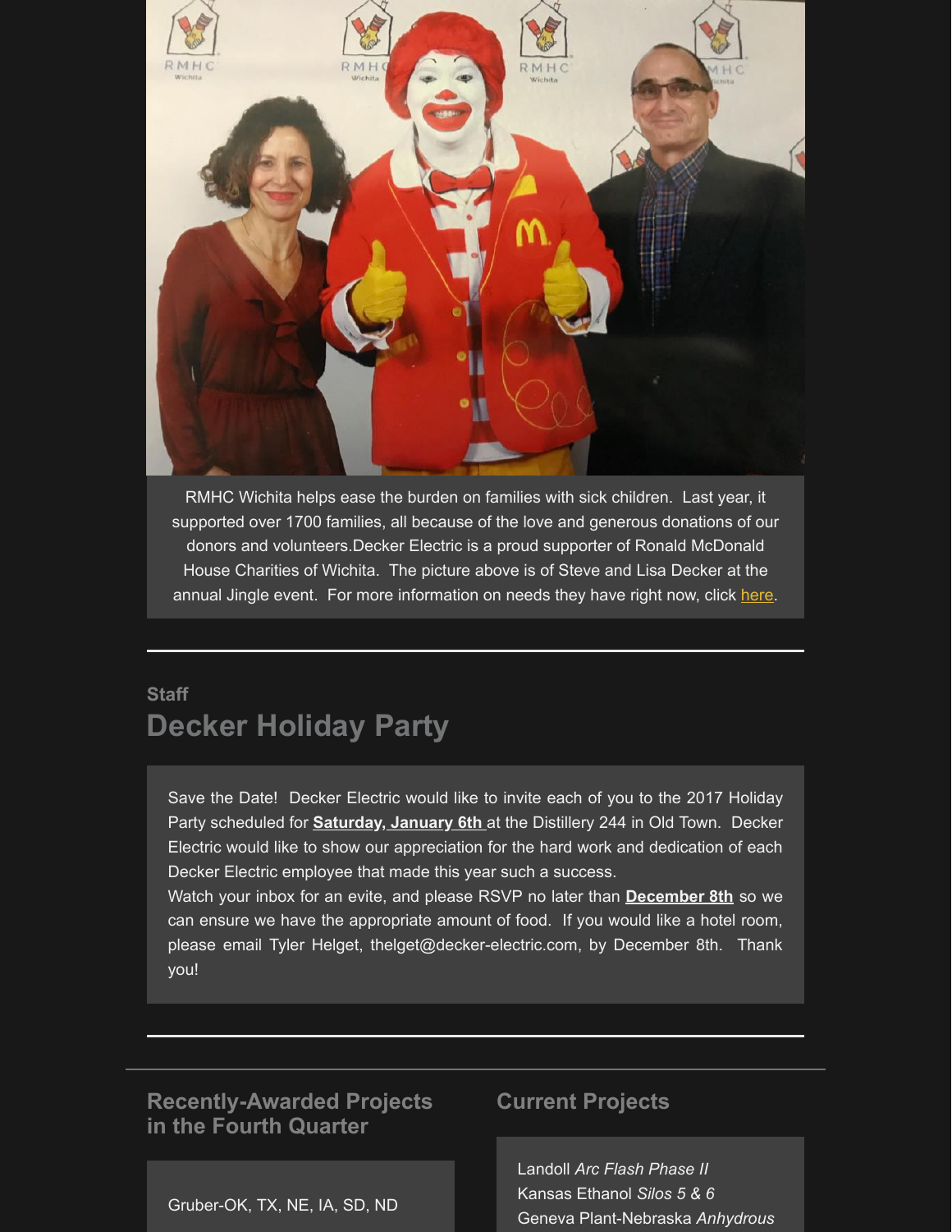RMHC Wichita helps ease the burden on families with sick children. Last year, it supported over 1700 families, all because of the love and generous donations of our donors and volunteers.Decker Electric is a proud supporter of Ronald McDonald House Charities of Wichita. The picture above is of Steve and Lisa Decker at the annual Jingle event. For more information on needs they have right now, click here.

---

### Staff

## Decker Holiday Party

Save the Date! Decker Electric would like to invite each of you to the 2017 Holiday Party scheduled for **Saturday, January 6th** at the Distillery 244 in Old Town. Decker Electric would like to show our appreciation for the hard work and dedication of each Decker Electric employee that made this year such a success.

Watch your inbox for an evite, and please RSVP no later than **December 8th** so we can ensure we have the appropriate amount of food. If you would like a hotel room, please email Tyler Helget, thelget@decker-electric.com, by December 8th. Thank you!

---

## Recently-Awarded Projects in the Fourth Quarter

Gruber-OK, TX, NE, IA, SD, ND

## Current Projects

Landoll *Arc Flash Phase II*
Kansas Ethanol *Silos 5 & 6*
Geneva Plant-Nebraska *Anhydrous*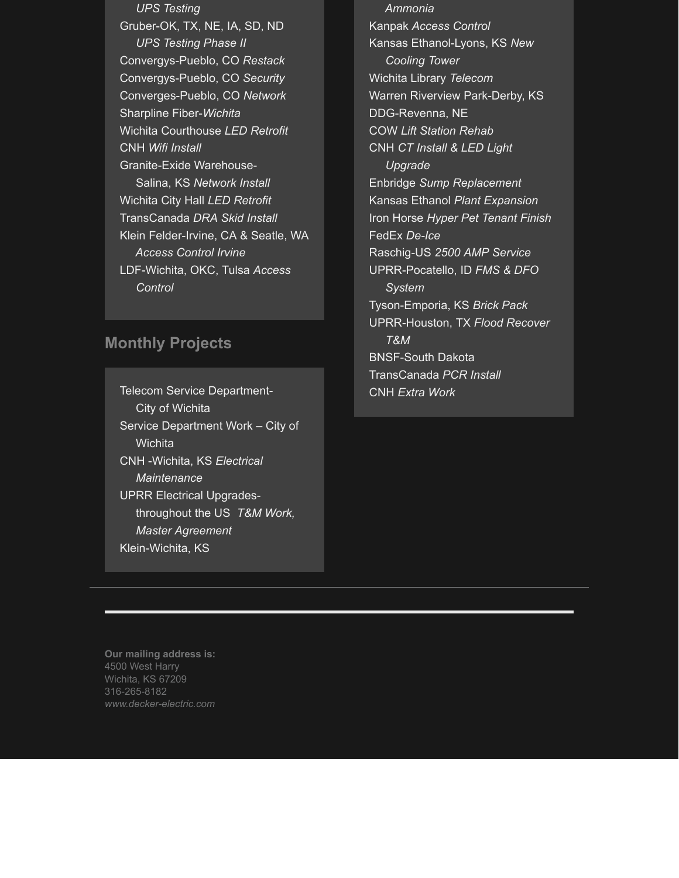*UPS Testing*
Gruber-OK, TX, NE, IA, SD, ND *UPS Testing Phase II*
Convergys-Pueblo, CO *Restack*
Convergys-Pueblo, CO *Security*
Converges-Pueblo, CO *Network*
Sharpline Fiber-*Wichita*
Wichita Courthouse *LED Retrofit*
CNH *Wifi Install*
Granite-Exide Warehouse-Salina, KS *Network Install*
Wichita City Hall *LED Retrofit*
TransCanada *DRA Skid Install*
Klein Felder-Irvine, CA & Seatle, WA *Access Control Irvine*
LDF-Wichita, OKC, Tulsa *Access Control*

## Monthly Projects

Telecom Service Department-City of Wichita
Service Department Work – City of Wichita
CNH -Wichita, KS *Electrical Maintenance*
UPRR Electrical Upgrades-throughout the US *T&M Work, Master Agreement*
Klein-Wichita, KS

*Ammonia*
Kanpak *Access Control*
Kansas Ethanol-Lyons, KS *New Cooling Tower*
Wichita Library *Telecom*
Warren Riverview Park-Derby, KS
DDG-Revenna, NE
COW *Lift Station Rehab*
CNH *CT Install & LED Light Upgrade*
Enbridge *Sump Replacement*
Kansas Ethanol *Plant Expansion*
Iron Horse *Hyper Pet Tenant Finish*
FedEx *De-Ice*
Raschig-US *2500 AMP Service*
UPRR-Pocatello, ID *FMS & DFO System*
Tyson-Emporia, KS *Brick Pack*
UPRR-Houston, TX *Flood Recover T&M*
BNSF-South Dakota
TransCanada *PCR Install*
CNH *Extra Work*

---

**Our mailing address is:**
4500 West Harry
Wichita, KS 67209
316-265-8182
*www.decker-electric.com*